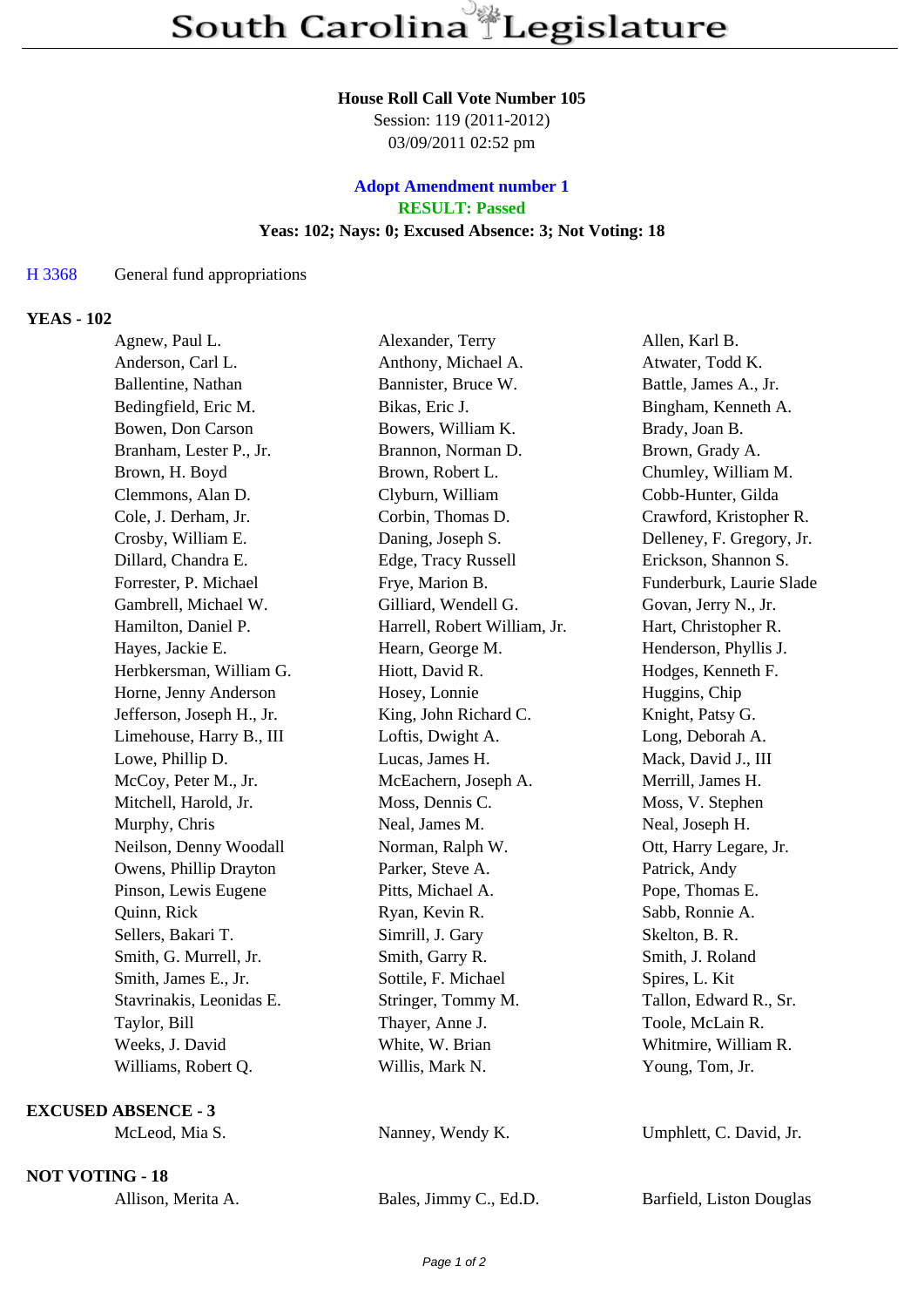# South Carolina Legislature

**House Roll Call Vote Number 105**
Session: 119 (2011-2012)
03/09/2011 02:52 pm

**Adopt Amendment number 1**
**RESULT: Passed**
**Yeas: 102; Nays: 0; Excused Absence: 3; Not Voting: 18**

H 3368 General fund appropriations

**YEAS - 102**

| | | |
|---|---|---|
| Agnew, Paul L. | Alexander, Terry | Allen, Karl B. |
| Anderson, Carl L. | Anthony, Michael A. | Atwater, Todd K. |
| Ballentine, Nathan | Bannister, Bruce W. | Battle, James A., Jr. |
| Bedingfield, Eric M. | Bikas, Eric J. | Bingham, Kenneth A. |
| Bowen, Don Carson | Bowers, William K. | Brady, Joan B. |
| Branham, Lester P., Jr. | Brannon, Norman D. | Brown, Grady A. |
| Brown, H. Boyd | Brown, Robert L. | Chumley, William M. |
| Clemmons, Alan D. | Clyburn, William | Cobb-Hunter, Gilda |
| Cole, J. Derham, Jr. | Corbin, Thomas D. | Crawford, Kristopher R. |
| Crosby, William E. | Daning, Joseph S. | Delleney, F. Gregory, Jr. |
| Dillard, Chandra E. | Edge, Tracy Russell | Erickson, Shannon S. |
| Forrester, P. Michael | Frye, Marion B. | Funderburk, Laurie Slade |
| Gambrell, Michael W. | Gilliard, Wendell G. | Govan, Jerry N., Jr. |
| Hamilton, Daniel P. | Harrell, Robert William, Jr. | Hart, Christopher R. |
| Hayes, Jackie E. | Hearn, George M. | Henderson, Phyllis J. |
| Herbkersman, William G. | Hiott, David R. | Hodges, Kenneth F. |
| Horne, Jenny Anderson | Hosey, Lonnie | Huggins, Chip |
| Jefferson, Joseph H., Jr. | King, John Richard C. | Knight, Patsy G. |
| Limehouse, Harry B., III | Loftis, Dwight A. | Long, Deborah A. |
| Lowe, Phillip D. | Lucas, James H. | Mack, David J., III |
| McCoy, Peter M., Jr. | McEachern, Joseph A. | Merrill, James H. |
| Mitchell, Harold, Jr. | Moss, Dennis C. | Moss, V. Stephen |
| Murphy, Chris | Neal, James M. | Neal, Joseph H. |
| Neilson, Denny Woodall | Norman, Ralph W. | Ott, Harry Legare, Jr. |
| Owens, Phillip Drayton | Parker, Steve A. | Patrick, Andy |
| Pinson, Lewis Eugene | Pitts, Michael A. | Pope, Thomas E. |
| Quinn, Rick | Ryan, Kevin R. | Sabb, Ronnie A. |
| Sellers, Bakari T. | Simrill, J. Gary | Skelton, B. R. |
| Smith, G. Murrell, Jr. | Smith, Garry R. | Smith, J. Roland |
| Smith, James E., Jr. | Sottile, F. Michael | Spires, L. Kit |
| Stavrinakis, Leonidas E. | Stringer, Tommy M. | Tallon, Edward R., Sr. |
| Taylor, Bill | Thayer, Anne J. | Toole, McLain R. |
| Weeks, J. David | White, W. Brian | Whitmire, William R. |
| Williams, Robert Q. | Willis, Mark N. | Young, Tom, Jr. |

**EXCUSED ABSENCE - 3**

| | | |
|---|---|---|
| McLeod, Mia S. | Nanney, Wendy K. | Umphlett, C. David, Jr. |

**NOT VOTING - 18**

| | | |
|---|---|---|
| Allison, Merita A. | Bales, Jimmy C., Ed.D. | Barfield, Liston Douglas |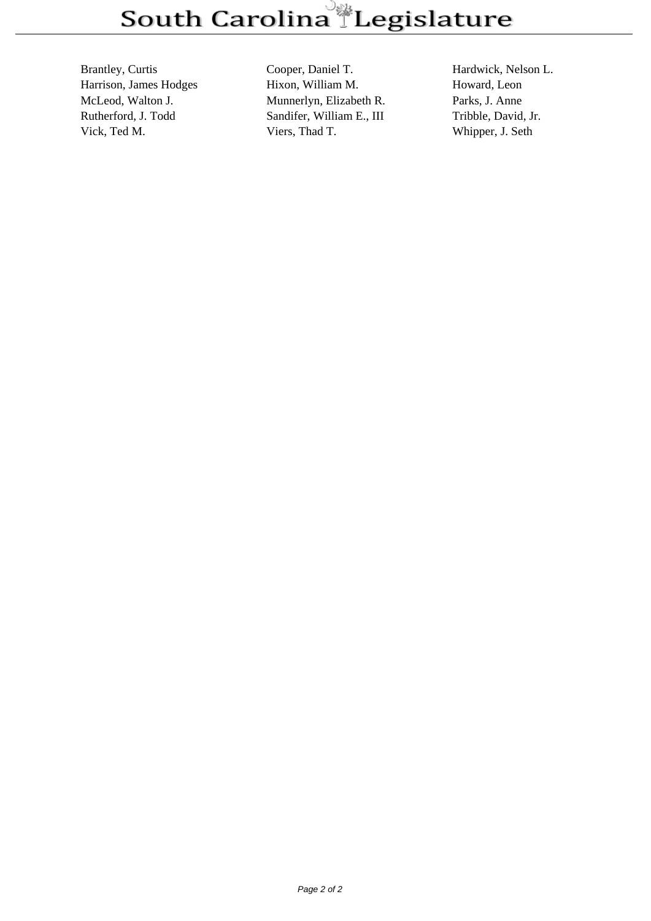| | | |
|---|---|---|
| Brantley, Curtis | Cooper, Daniel T. | Hardwick, Nelson L. |
| Harrison, James Hodges | Hixon, William M. | Howard, Leon |
| McLeod, Walton J. | Munnerlyn, Elizabeth R. | Parks, J. Anne |
| Rutherford, J. Todd | Sandifer, William E., III | Tribble, David, Jr. |
| Vick, Ted M. | Viers, Thad T. | Whipper, J. Seth |